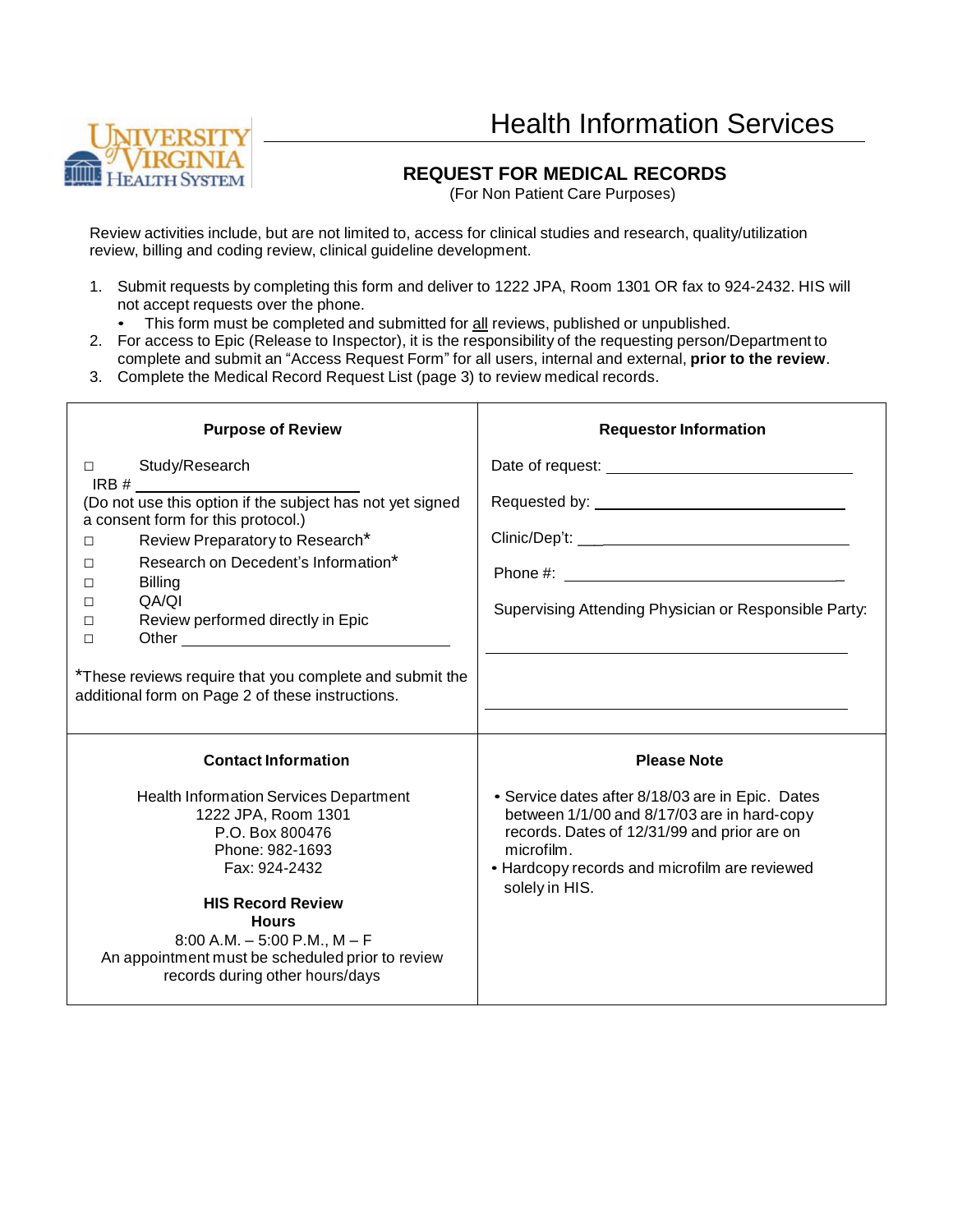# Health Information Services

## REQUEST FOR MEDICAL RECORDS

(For Non Patient Care Purposes)

Review activities include, but are not limited to, access for clinical studies and research, quality/utilization review, billing and coding review, clinical guideline development.

1. Submit requests by completing this form and deliver to 1222 JPA, Room 1301 OR fax to 924-2432. HIS will not accept requests over the phone.
   - This form must be completed and submitted for all reviews, published or unpublished.
2. For access to Epic (Release to Inspector), it is the responsibility of the requesting person/Department to complete and submit an "Access Request Form" for all users, internal and external, **prior to the review**.
3. Complete the Medical Record Request List (page 3) to review medical records.

| **Purpose of Review** | **Requestor Information** |
|---|---|
| ☐ Study/Research<br>IRB # ______________________<br>(Do not use this option if the subject has not yet signed a consent form for this protocol.)<br>☐ Review Preparatory to Research*<br>☐ Research on Decedent's Information*<br>☐ Billing<br>☐ QA/QI<br>☐ Review performed directly in Epic<br>☐ Other ______________________<br><br>*These reviews require that you complete and submit the additional form on Page 2 of these instructions. | Date of request: ______________________<br>Requested by: ______________________<br>Clinic/Dep't: ______________________<br>Phone #: ______________________<br>Supervising Attending Physician or Responsible Party:<br>______________________<br>______________________ |
| **Contact Information**<br><br>Health Information Services Department<br>1222 JPA, Room 1301<br>P.O. Box 800476<br>Phone: 982-1693<br>Fax: 924-2432<br><br>**HIS Record Review Hours**<br>8:00 A.M. – 5:00 P.M., M – F<br>An appointment must be scheduled prior to review records during other hours/days | **Please Note**<br><br>• Service dates after 8/18/03 are in Epic. Dates between 1/1/00 and 8/17/03 are in hard-copy records. Dates of 12/31/99 and prior are on microfilm.<br>• Hardcopy records and microfilm are reviewed solely in HIS. |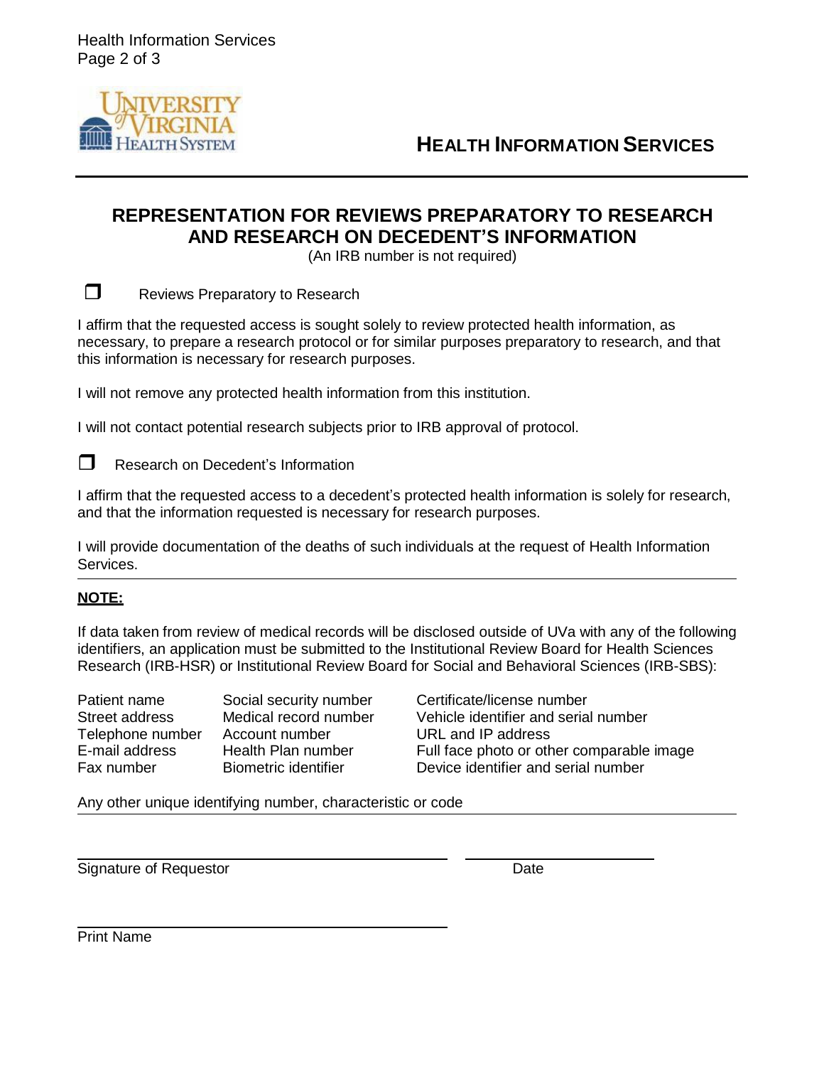# HEALTH INFORMATION SERVICES

## REPRESENTATION FOR REVIEWS PREPARATORY TO RESEARCH AND RESEARCH ON DECEDENT'S INFORMATION

(An IRB number is not required)

☐ Reviews Preparatory to Research

I affirm that the requested access is sought solely to review protected health information, as necessary, to prepare a research protocol or for similar purposes preparatory to research, and that this information is necessary for research purposes.

I will not remove any protected health information from this institution.

I will not contact potential research subjects prior to IRB approval of protocol.

☐ Research on Decedent's Information

I affirm that the requested access to a decedent's protected health information is solely for research, and that the information requested is necessary for research purposes.

I will provide documentation of the deaths of such individuals at the request of Health Information Services.

---

**NOTE:**

If data taken from review of medical records will be disclosed outside of UVa with any of the following identifiers, an application must be submitted to the Institutional Review Board for Health Sciences Research (IRB-HSR) or Institutional Review Board for Social and Behavioral Sciences (IRB-SBS):

| | | |
|---|---|---|
| Patient name | Social security number | Certificate/license number |
| Street address | Medical record number | Vehicle identifier and serial number |
| Telephone number | Account number | URL and IP address |
| E-mail address | Health Plan number | Full face photo or other comparable image |
| Fax number | Biometric identifier | Device identifier and serial number |

Any other unique identifying number, characteristic or code

---

\_\_\_\_\_\_\_\_\_\_\_\_\_\_\_\_\_\_\_\_\_\_\_\_\_\_\_\_\_\_\_\_ \_\_\_\_\_\_\_\_\_\_\_\_\_\_\_\_

Signature of Requestor Date

\_\_\_\_\_\_\_\_\_\_\_\_\_\_\_\_\_\_\_\_\_\_\_\_\_\_\_\_\_\_\_\_

Print Name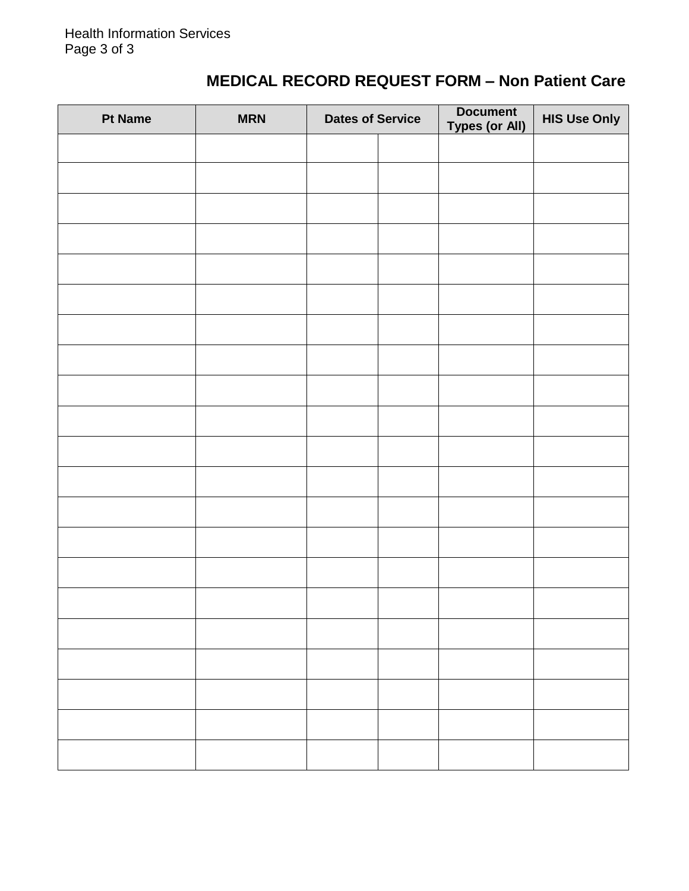## MEDICAL RECORD REQUEST FORM – Non Patient Care

| Pt Name | MRN | Dates of Service | | Document Types (or All) | HIS Use Only |
|---|---|---|---|---|---|
| | | | | | |
| | | | | | |
| | | | | | |
| | | | | | |
| | | | | | |
| | | | | | |
| | | | | | |
| | | | | | |
| | | | | | |
| | | | | | |
| | | | | | |
| | | | | | |
| | | | | | |
| | | | | | |
| | | | | | |
| | | | | | |
| | | | | | |
| | | | | | |
| | | | | | |
| | | | | | |
| | | | | | |